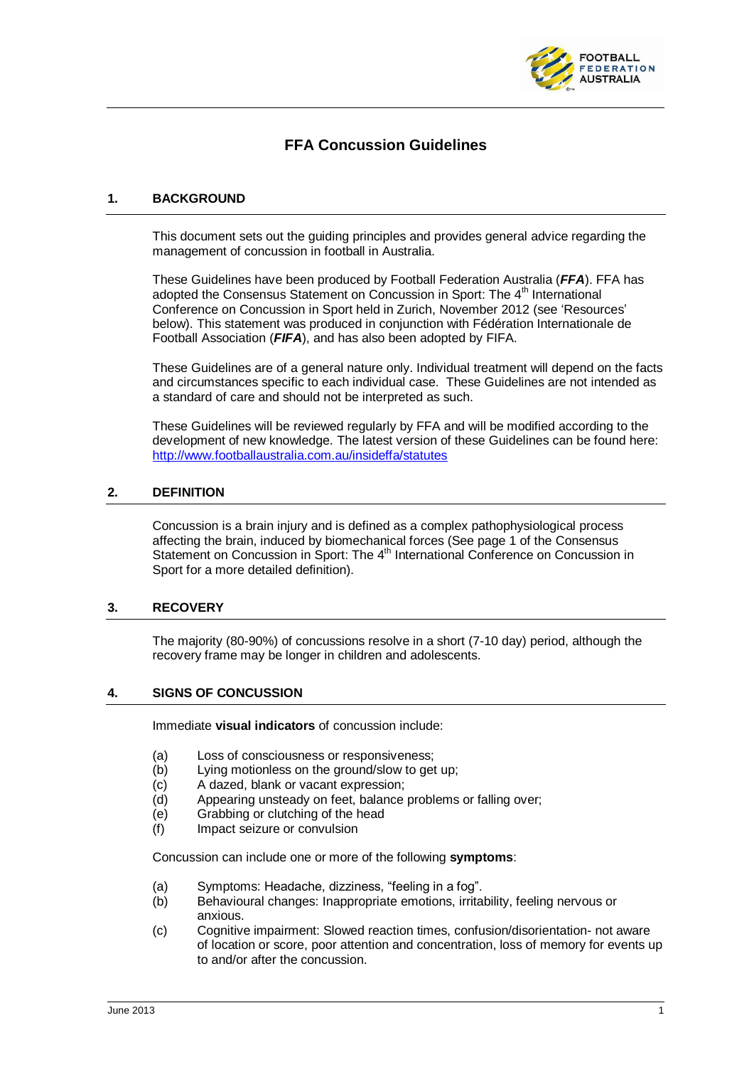# FFA Concussion Guidelines

## 1. BACKGROUND

This document sets out the guiding principles and provides general advice regarding the management of concussion in football in Australia.

These Guidelines have been produced by Football Federation Australia (***FFA***). FFA has adopted the Consensus Statement on Concussion in Sport: The 4th International Conference on Concussion in Sport held in Zurich, November 2012 (see 'Resources' below). This statement was produced in conjunction with Fédération Internationale de Football Association (***FIFA***), and has also been adopted by FIFA.

These Guidelines are of a general nature only. Individual treatment will depend on the facts and circumstances specific to each individual case. These Guidelines are not intended as a standard of care and should not be interpreted as such.

These Guidelines will be reviewed regularly by FFA and will be modified according to the development of new knowledge. The latest version of these Guidelines can be found here: http://www.footballaustralia.com.au/insideffa/statutes

## 2. DEFINITION

Concussion is a brain injury and is defined as a complex pathophysiological process affecting the brain, induced by biomechanical forces (See page 1 of the Consensus Statement on Concussion in Sport: The 4th International Conference on Concussion in Sport for a more detailed definition).

## 3. RECOVERY

The majority (80-90%) of concussions resolve in a short (7-10 day) period, although the recovery frame may be longer in children and adolescents.

## 4. SIGNS OF CONCUSSION

Immediate **visual indicators** of concussion include:

(a) Loss of consciousness or responsiveness;
(b) Lying motionless on the ground/slow to get up;
(c) A dazed, blank or vacant expression;
(d) Appearing unsteady on feet, balance problems or falling over;
(e) Grabbing or clutching of the head
(f) Impact seizure or convulsion

Concussion can include one or more of the following **symptoms**:

(a) Symptoms: Headache, dizziness, "feeling in a fog".
(b) Behavioural changes: Inappropriate emotions, irritability, feeling nervous or anxious.
(c) Cognitive impairment: Slowed reaction times, confusion/disorientation- not aware of location or score, poor attention and concentration, loss of memory for events up to and/or after the concussion.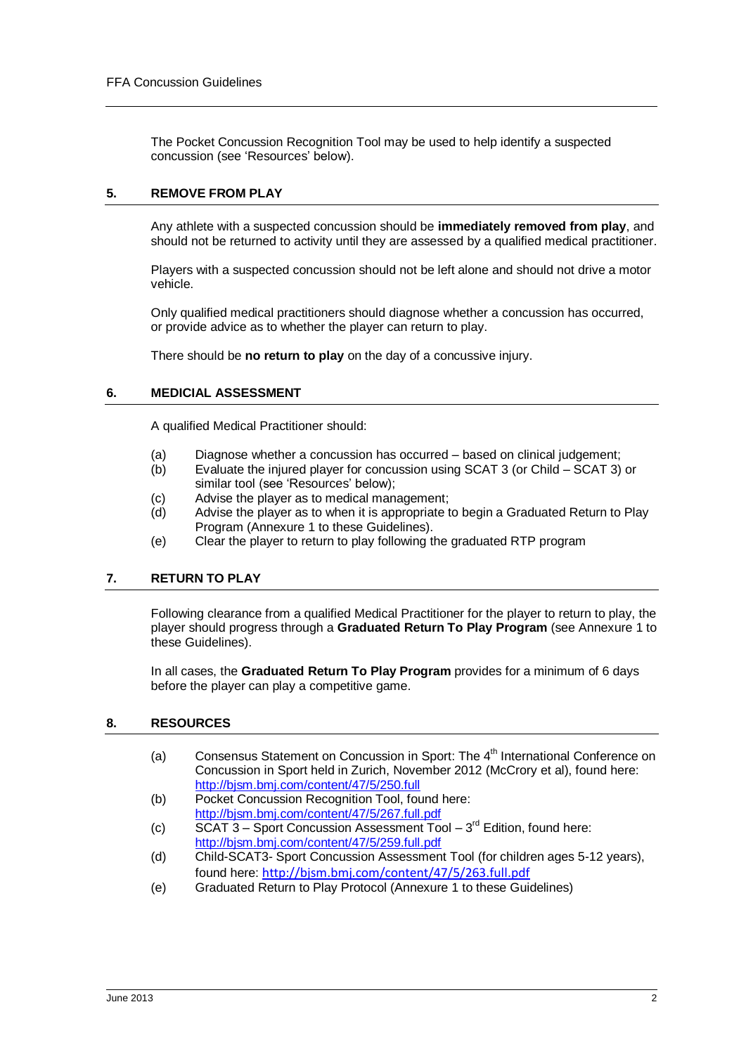The Pocket Concussion Recognition Tool may be used to help identify a suspected concussion (see 'Resources' below).

## 5. REMOVE FROM PLAY

Any athlete with a suspected concussion should be **immediately removed from play**, and should not be returned to activity until they are assessed by a qualified medical practitioner.

Players with a suspected concussion should not be left alone and should not drive a motor vehicle.

Only qualified medical practitioners should diagnose whether a concussion has occurred, or provide advice as to whether the player can return to play.

There should be **no return to play** on the day of a concussive injury.

## 6. MEDICAL ASSESSMENT

A qualified Medical Practitioner should:

(a) Diagnose whether a concussion has occurred – based on clinical judgement;
(b) Evaluate the injured player for concussion using SCAT 3 (or Child – SCAT 3) or similar tool (see 'Resources' below);
(c) Advise the player as to medical management;
(d) Advise the player as to when it is appropriate to begin a Graduated Return to Play Program (Annexure 1 to these Guidelines).
(e) Clear the player to return to play following the graduated RTP program

## 7. RETURN TO PLAY

Following clearance from a qualified Medical Practitioner for the player to return to play, the player should progress through a **Graduated Return To Play Program** (see Annexure 1 to these Guidelines).

In all cases, the **Graduated Return To Play Program** provides for a minimum of 6 days before the player can play a competitive game.

## 8. RESOURCES

(a) Consensus Statement on Concussion in Sport: The 4th International Conference on Concussion in Sport held in Zurich, November 2012 (McCrory et al), found here: http://bjsm.bmj.com/content/47/5/250.full
(b) Pocket Concussion Recognition Tool, found here: http://bjsm.bmj.com/content/47/5/267.full.pdf
(c) SCAT 3 – Sport Concussion Assessment Tool – 3rd Edition, found here: http://bjsm.bmj.com/content/47/5/259.full.pdf
(d) Child-SCAT3- Sport Concussion Assessment Tool (for children ages 5-12 years), found here: http://bjsm.bmj.com/content/47/5/263.full.pdf
(e) Graduated Return to Play Protocol (Annexure 1 to these Guidelines)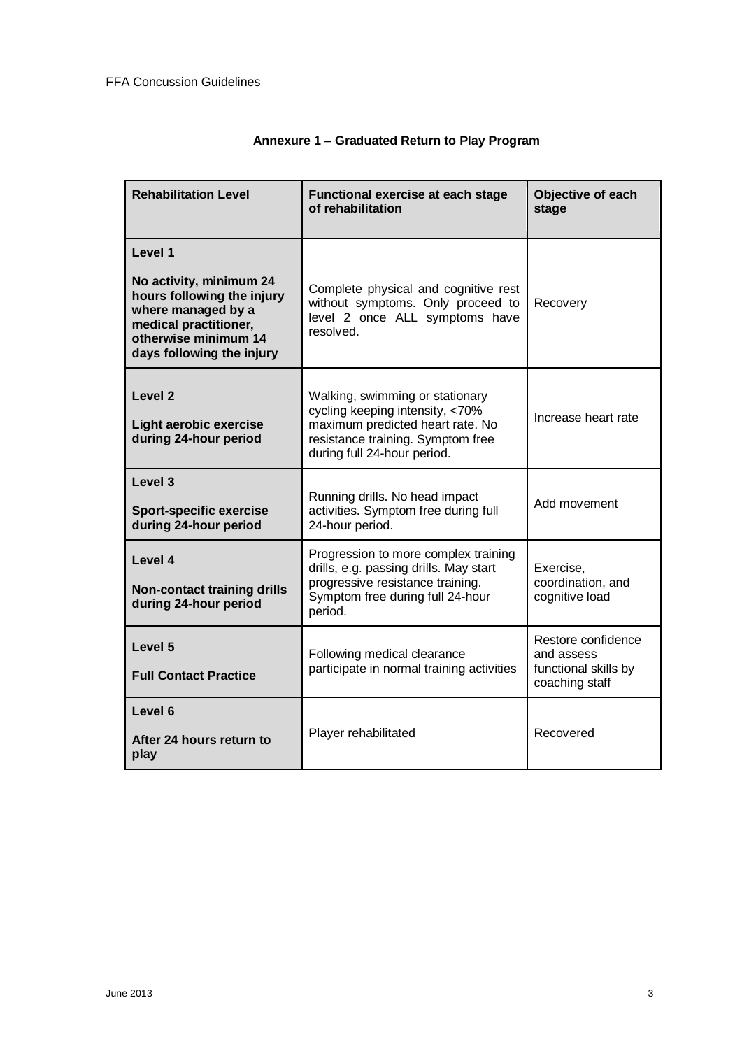## Annexure 1 – Graduated Return to Play Program

| Rehabilitation Level | Functional exercise at each stage of rehabilitation | Objective of each stage |
|---|---|---|
| **Level 1**<br><br>**No activity, minimum 24 hours following the injury where managed by a medical practitioner, otherwise minimum 14 days following the injury** | Complete physical and cognitive rest without symptoms. Only proceed to level 2 once ALL symptoms have resolved. | Recovery |
| **Level 2**<br><br>**Light aerobic exercise during 24-hour period** | Walking, swimming or stationary cycling keeping intensity, <70% maximum predicted heart rate. No resistance training. Symptom free during full 24-hour period. | Increase heart rate |
| **Level 3**<br><br>**Sport-specific exercise during 24-hour period** | Running drills. No head impact activities. Symptom free during full 24-hour period. | Add movement |
| **Level 4**<br><br>**Non-contact training drills during 24-hour period** | Progression to more complex training drills, e.g. passing drills. May start progressive resistance training. Symptom free during full 24-hour period. | Exercise, coordination, and cognitive load |
| **Level 5**<br><br>**Full Contact Practice** | Following medical clearance participate in normal training activities | Restore confidence and assess functional skills by coaching staff |
| **Level 6**<br><br>**After 24 hours return to play** | Player rehabilitated | Recovered |